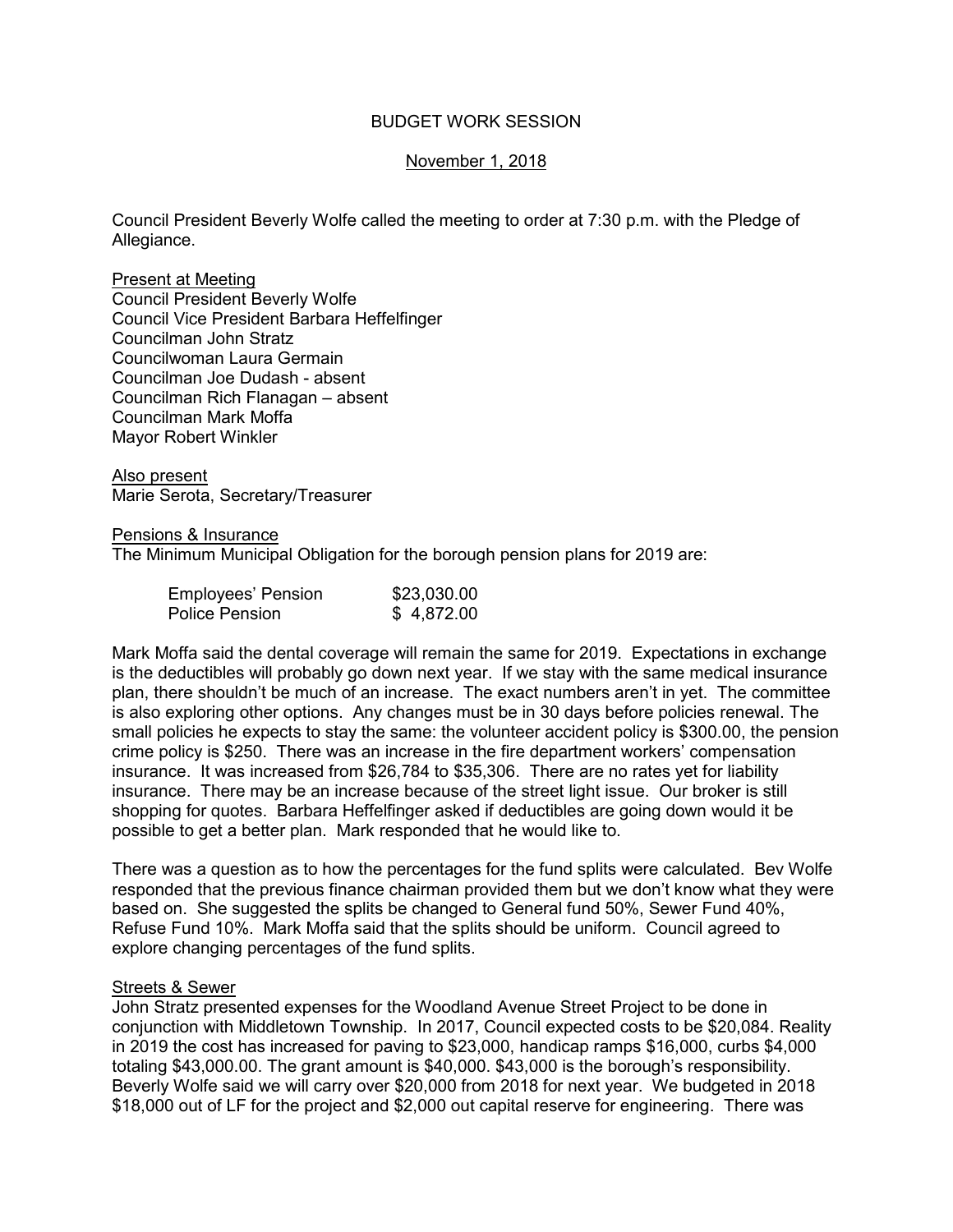# BUDGET WORK SESSION

## November 1, 2018

Council President Beverly Wolfe called the meeting to order at 7:30 p.m. with the Pledge of Allegiance.

Present at Meeting
Council President Beverly Wolfe
Council Vice President Barbara Heffelfinger
Councilman John Stratz
Councilwoman Laura Germain
Councilman Joe Dudash - absent
Councilman Rich Flanagan – absent
Councilman Mark Moffa
Mayor Robert Winkler

Also present
Marie Serota, Secretary/Treasurer

Pensions & Insurance
The Minimum Municipal Obligation for the borough pension plans for 2019 are:

| | |
|---|---|
| Employees' Pension | $23,030.00 |
| Police Pension | $ 4,872.00 |

Mark Moffa said the dental coverage will remain the same for 2019. Expectations in exchange is the deductibles will probably go down next year. If we stay with the same medical insurance plan, there shouldn't be much of an increase. The exact numbers aren't in yet. The committee is also exploring other options. Any changes must be in 30 days before policies renewal. The small policies he expects to stay the same: the volunteer accident policy is $300.00, the pension crime policy is $250. There was an increase in the fire department workers' compensation insurance. It was increased from $26,784 to $35,306. There are no rates yet for liability insurance. There may be an increase because of the street light issue. Our broker is still shopping for quotes. Barbara Heffelfinger asked if deductibles are going down would it be possible to get a better plan. Mark responded that he would like to.

There was a question as to how the percentages for the fund splits were calculated. Bev Wolfe responded that the previous finance chairman provided them but we don't know what they were based on. She suggested the splits be changed to General fund 50%, Sewer Fund 40%, Refuse Fund 10%. Mark Moffa said that the splits should be uniform. Council agreed to explore changing percentages of the fund splits.

Streets & Sewer
John Stratz presented expenses for the Woodland Avenue Street Project to be done in conjunction with Middletown Township. In 2017, Council expected costs to be $20,084. Reality in 2019 the cost has increased for paving to $23,000, handicap ramps $16,000, curbs $4,000 totaling $43,000.00. The grant amount is $40,000. $43,000 is the borough's responsibility. Beverly Wolfe said we will carry over $20,000 from 2018 for next year. We budgeted in 2018 $18,000 out of LF for the project and $2,000 out capital reserve for engineering. There was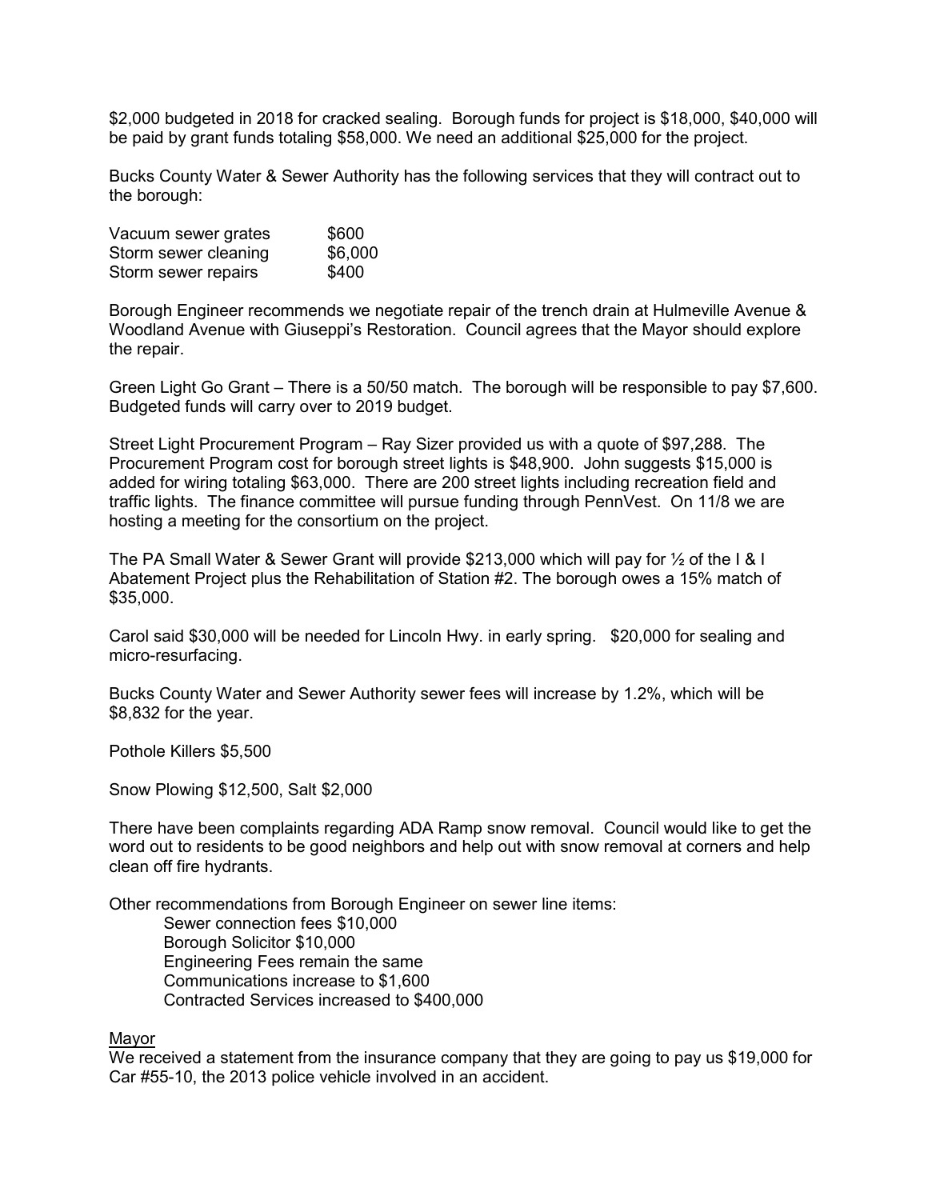$2,000 budgeted in 2018 for cracked sealing. Borough funds for project is $18,000, $40,000 will be paid by grant funds totaling $58,000. We need an additional $25,000 for the project.

Bucks County Water & Sewer Authority has the following services that they will contract out to the borough:

| | |
|---|---|
| Vacuum sewer grates | $600 |
| Storm sewer cleaning | $6,000 |
| Storm sewer repairs | $400 |

Borough Engineer recommends we negotiate repair of the trench drain at Hulmeville Avenue & Woodland Avenue with Giuseppi's Restoration. Council agrees that the Mayor should explore the repair.

Green Light Go Grant – There is a 50/50 match. The borough will be responsible to pay $7,600. Budgeted funds will carry over to 2019 budget.

Street Light Procurement Program – Ray Sizer provided us with a quote of $97,288. The Procurement Program cost for borough street lights is $48,900. John suggests $15,000 is added for wiring totaling $63,000. There are 200 street lights including recreation field and traffic lights. The finance committee will pursue funding through PennVest. On 11/8 we are hosting a meeting for the consortium on the project.

The PA Small Water & Sewer Grant will provide $213,000 which will pay for ½ of the I & I Abatement Project plus the Rehabilitation of Station #2. The borough owes a 15% match of $35,000.

Carol said $30,000 will be needed for Lincoln Hwy. in early spring. $20,000 for sealing and micro-resurfacing.

Bucks County Water and Sewer Authority sewer fees will increase by 1.2%, which will be $8,832 for the year.

Pothole Killers $5,500

Snow Plowing $12,500, Salt $2,000

There have been complaints regarding ADA Ramp snow removal. Council would like to get the word out to residents to be good neighbors and help out with snow removal at corners and help clean off fire hydrants.

Other recommendations from Borough Engineer on sewer line items:

- Sewer connection fees $10,000
- Borough Solicitor $10,000
- Engineering Fees remain the same
- Communications increase to $1,600
- Contracted Services increased to $400,000

<u>Mayor</u>

We received a statement from the insurance company that they are going to pay us $19,000 for Car #55-10, the 2013 police vehicle involved in an accident.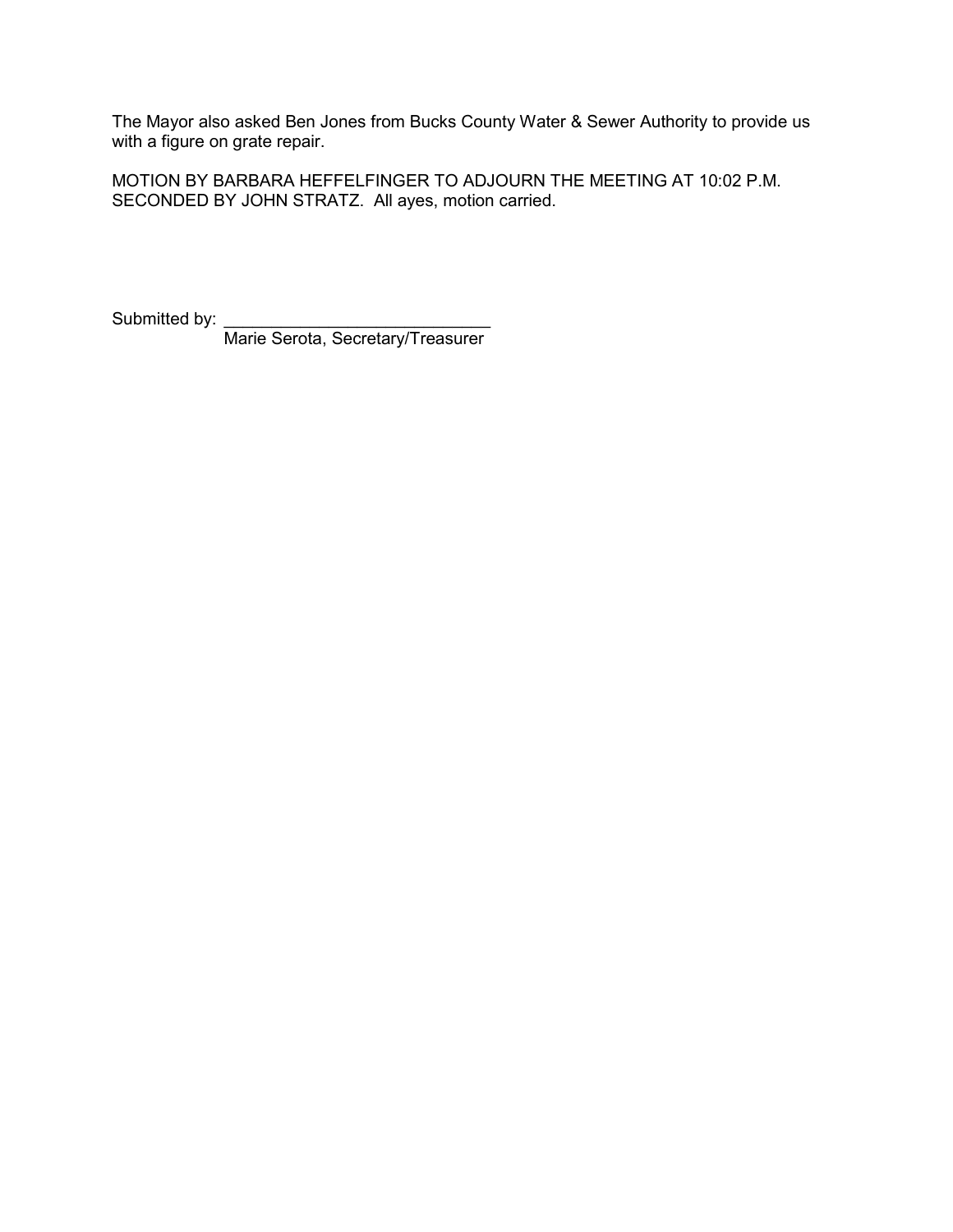The Mayor also asked Ben Jones from Bucks County Water & Sewer Authority to provide us with a figure on grate repair.

MOTION BY BARBARA HEFFELFINGER TO ADJOURN THE MEETING AT 10:02 P.M. SECONDED BY JOHN STRATZ. All ayes, motion carried.

Submitted by: ___________________________
Marie Serota, Secretary/Treasurer